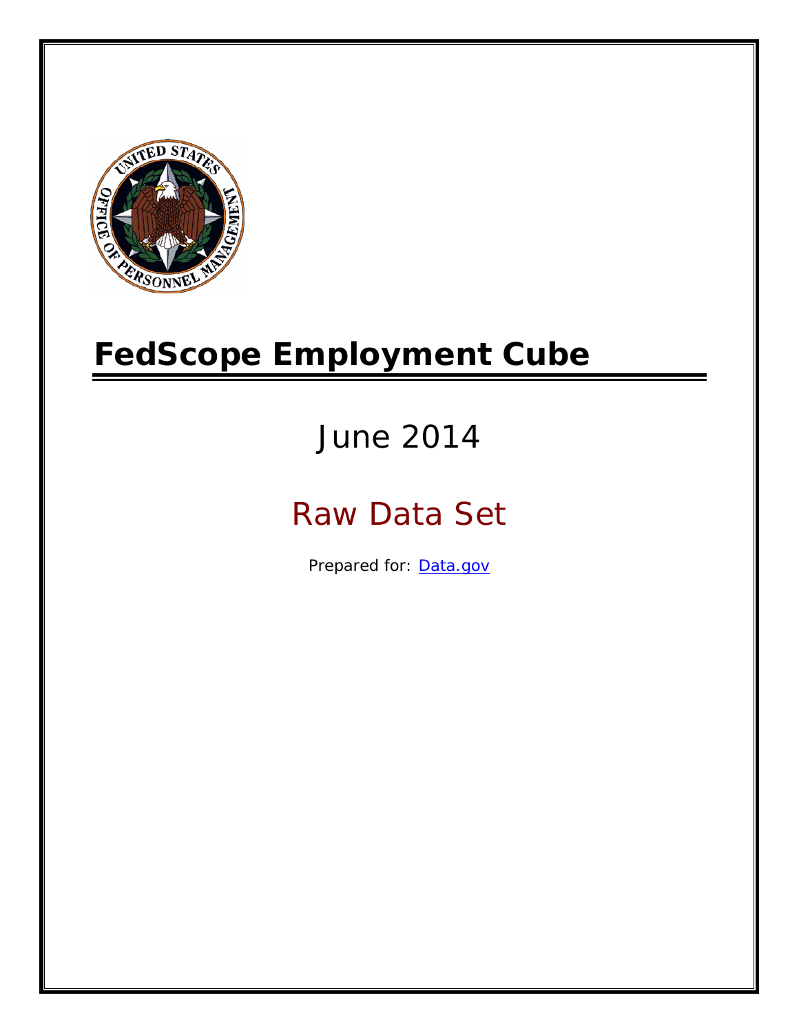# FedScope Employment Cube

June 2014

Raw Data Set

Prepared for: [Data.gov](Data.gov)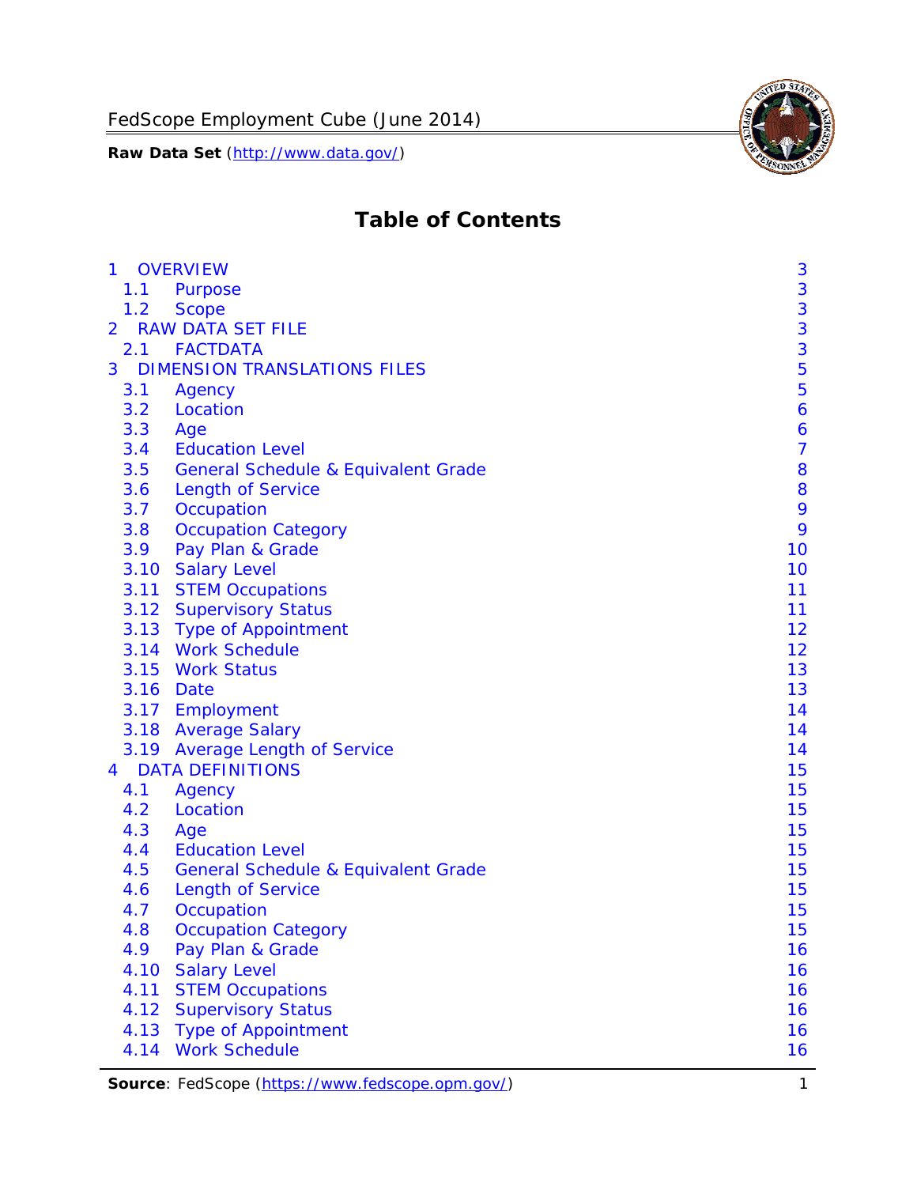# Table of Contents

| | | |
|---|---|---|
| 1 | OVERVIEW | 3 |
| 1.1 | Purpose | 3 |
| 1.2 | Scope | 3 |
| 2 | RAW DATA SET FILE | 3 |
| 2.1 | FACTDATA | 3 |
| 3 | DIMENSION TRANSLATIONS FILES | 5 |
| 3.1 | Agency | 5 |
| 3.2 | Location | 6 |
| 3.3 | Age | 6 |
| 3.4 | Education Level | 7 |
| 3.5 | General Schedule & Equivalent Grade | 8 |
| 3.6 | Length of Service | 8 |
| 3.7 | Occupation | 9 |
| 3.8 | Occupation Category | 9 |
| 3.9 | Pay Plan & Grade | 10 |
| 3.10 | Salary Level | 10 |
| 3.11 | STEM Occupations | 11 |
| 3.12 | Supervisory Status | 11 |
| 3.13 | Type of Appointment | 12 |
| 3.14 | Work Schedule | 12 |
| 3.15 | Work Status | 13 |
| 3.16 | Date | 13 |
| 3.17 | Employment | 14 |
| 3.18 | Average Salary | 14 |
| 3.19 | Average Length of Service | 14 |
| 4 | DATA DEFINITIONS | 15 |
| 4.1 | Agency | 15 |
| 4.2 | Location | 15 |
| 4.3 | Age | 15 |
| 4.4 | Education Level | 15 |
| 4.5 | General Schedule & Equivalent Grade | 15 |
| 4.6 | Length of Service | 15 |
| 4.7 | Occupation | 15 |
| 4.8 | Occupation Category | 15 |
| 4.9 | Pay Plan & Grade | 16 |
| 4.10 | Salary Level | 16 |
| 4.11 | STEM Occupations | 16 |
| 4.12 | Supervisory Status | 16 |
| 4.13 | Type of Appointment | 16 |
| 4.14 | Work Schedule | 16 |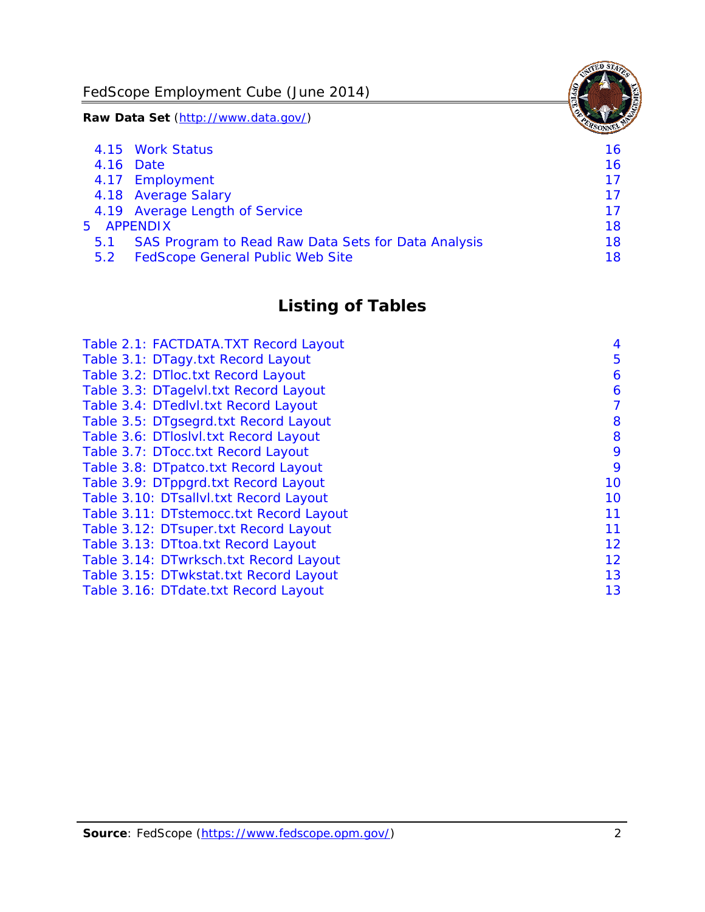4.15 Work Status 16
4.16 Date 16
4.17 Employment 17
4.18 Average Salary 17
4.19 Average Length of Service 17
5 APPENDIX 18
5.1 SAS Program to Read Raw Data Sets for Data Analysis 18
5.2 FedScope General Public Web Site 18

## Listing of Tables

Table 2.1: FACTDATA.TXT Record Layout 4
Table 3.1: DTagy.txt Record Layout 5
Table 3.2: DTloc.txt Record Layout 6
Table 3.3: DTagelvl.txt Record Layout 6
Table 3.4: DTedlvl.txt Record Layout 7
Table 3.5: DTgsegrd.txt Record Layout 8
Table 3.6: DTloslvl.txt Record Layout 8
Table 3.7: DTocc.txt Record Layout 9
Table 3.8: DTpatco.txt Record Layout 9
Table 3.9: DTppgrd.txt Record Layout 10
Table 3.10: DTsallvl.txt Record Layout 10
Table 3.11: DTstemocc.txt Record Layout 11
Table 3.12: DTsuper.txt Record Layout 11
Table 3.13: DTtoa.txt Record Layout 12
Table 3.14: DTwrksch.txt Record Layout 12
Table 3.15: DTwkstat.txt Record Layout 13
Table 3.16: DTdate.txt Record Layout 13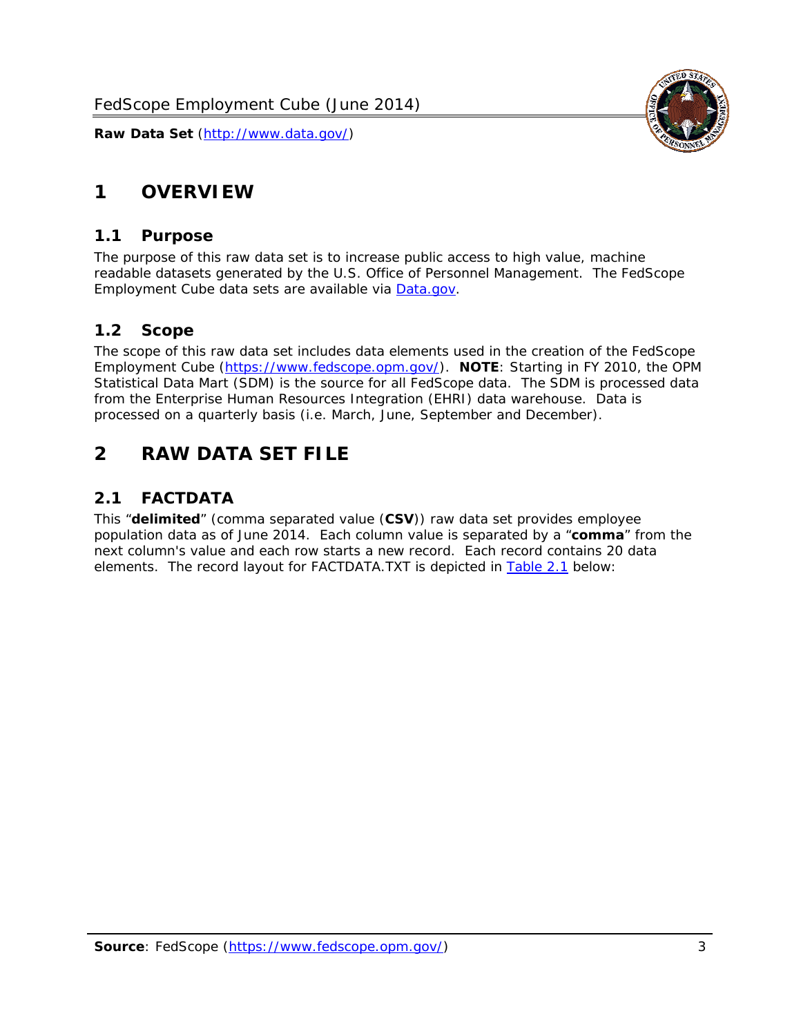# 1 OVERVIEW

## 1.1 Purpose

The purpose of this raw data set is to increase public access to high value, machine readable datasets generated by the U.S. Office of Personnel Management. The FedScope Employment Cube data sets are available via [Data.gov](http://www.data.gov/).

## 1.2 Scope

The scope of this raw data set includes data elements used in the creation of the FedScope Employment Cube ([https://www.fedscope.opm.gov/](https://www.fedscope.opm.gov/)). **NOTE**: Starting in FY 2010, the OPM Statistical Data Mart (SDM) is the source for all FedScope data. The SDM is processed data from the Enterprise Human Resources Integration (EHRI) data warehouse. Data is processed on a quarterly basis (i.e. March, June, September and December).

# 2 RAW DATA SET FILE

## 2.1 FACTDATA

This "**delimited**" (comma separated value (**CSV**)) raw data set provides employee population data as of June 2014. Each column value is separated by a "**comma**" from the next column's value and each row starts a new record. Each record contains 20 data elements. The record layout for FACTDATA.TXT is depicted in Table 2.1 below: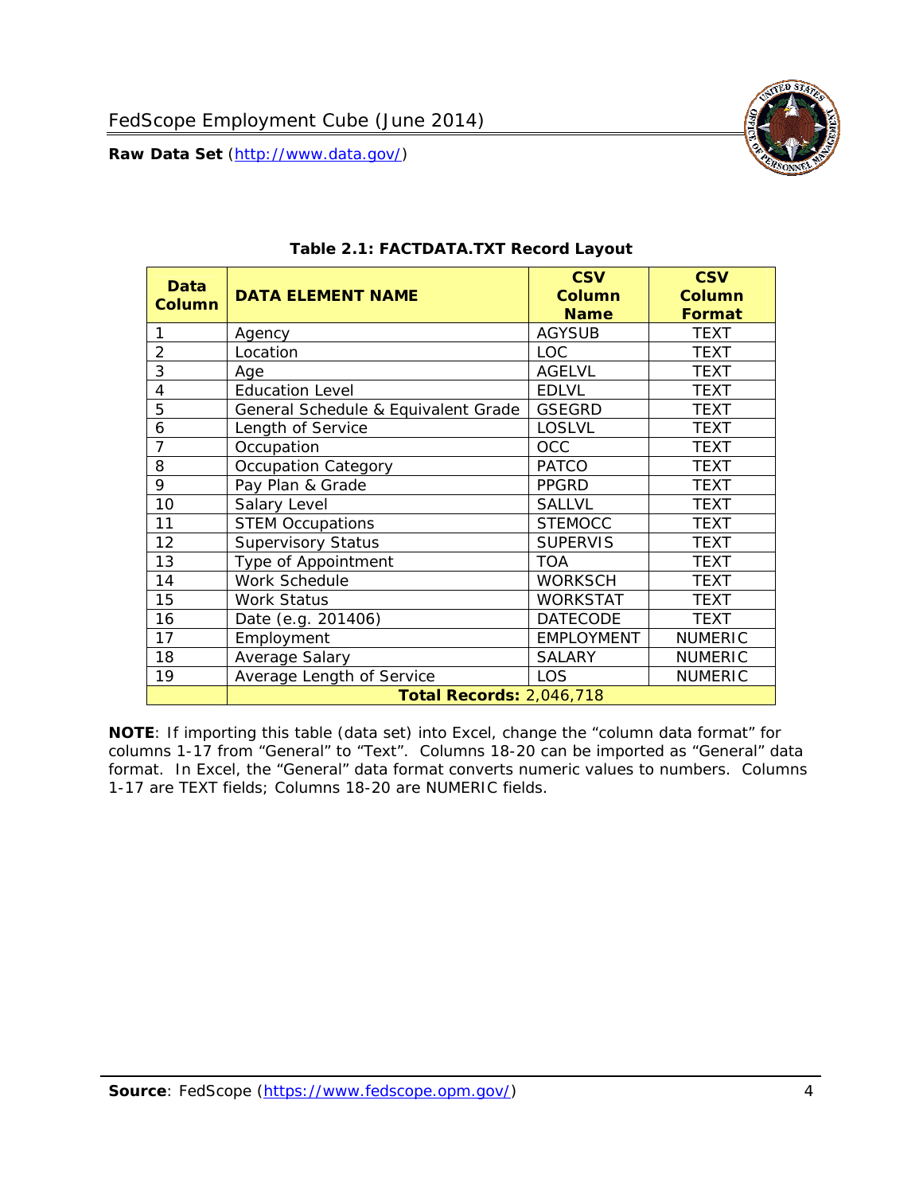### Table 2.1: FACTDATA.TXT Record Layout

| Data Column | DATA ELEMENT NAME | CSV Column Name | CSV Column Format |
|---|---|---|---|
| 1 | Agency | AGYSUB | TEXT |
| 2 | Location | LOC | TEXT |
| 3 | Age | AGELVL | TEXT |
| 4 | Education Level | EDLVL | TEXT |
| 5 | General Schedule & Equivalent Grade | GSEGRD | TEXT |
| 6 | Length of Service | LOSLVL | TEXT |
| 7 | Occupation | OCC | TEXT |
| 8 | Occupation Category | PATCO | TEXT |
| 9 | Pay Plan & Grade | PPGRD | TEXT |
| 10 | Salary Level | SALLVL | TEXT |
| 11 | STEM Occupations | STEMOCC | TEXT |
| 12 | Supervisory Status | SUPERVIS | TEXT |
| 13 | Type of Appointment | TOA | TEXT |
| 14 | Work Schedule | WORKSCH | TEXT |
| 15 | Work Status | WORKSTAT | TEXT |
| 16 | Date (e.g. 201406) | DATECODE | TEXT |
| 17 | Employment | EMPLOYMENT | NUMERIC |
| 18 | Average Salary | SALARY | NUMERIC |
| 19 | Average Length of Service | LOS | NUMERIC |
| | **Total Records:** 2,046,718 | | |

**NOTE**: If importing this table (data set) into Excel, change the "column data format" for columns 1-17 from "General" to "Text". Columns 18-20 can be imported as "General" data format. In Excel, the "General" data format converts numeric values to numbers. Columns 1-17 are TEXT fields; Columns 18-20 are NUMERIC fields.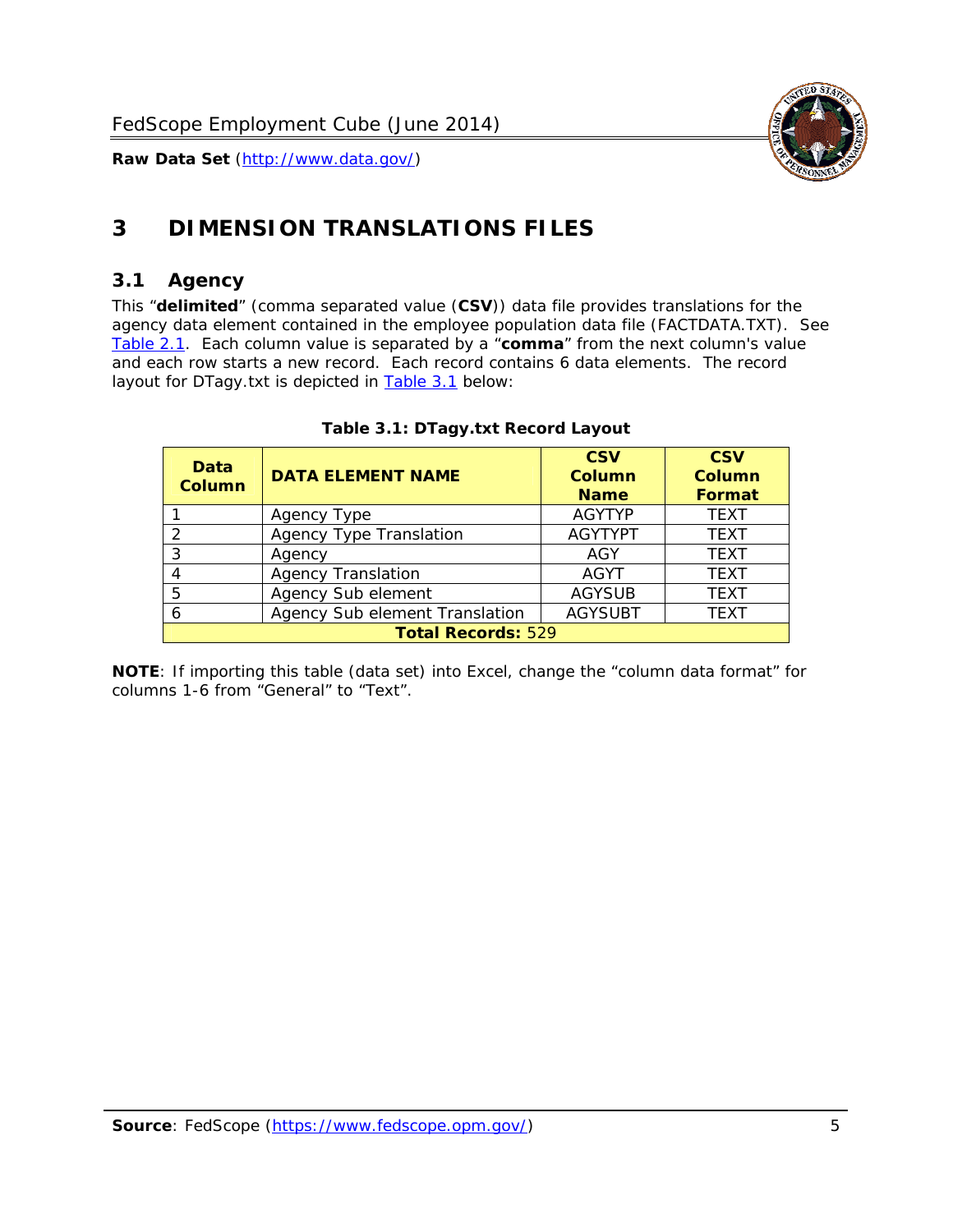# 3 DIMENSION TRANSLATIONS FILES

## 3.1 Agency

This "**delimited**" (comma separated value (**CSV**)) data file provides translations for the agency data element contained in the employee population data file (FACTDATA.TXT). See Table 2.1. Each column value is separated by a "**comma**" from the next column's value and each row starts a new record. Each record contains 6 data elements. The record layout for DTagy.txt is depicted in Table 3.1 below:

**Table 3.1: DTagy.txt Record Layout**

| Data Column | DATA ELEMENT NAME | CSV Column Name | CSV Column Format |
|---|---|---|---|
| 1 | Agency Type | AGYTYP | TEXT |
| 2 | Agency Type Translation | AGYTYPT | TEXT |
| 3 | Agency | AGY | TEXT |
| 4 | Agency Translation | AGYT | TEXT |
| 5 | Agency Sub element | AGYSUB | TEXT |
| 6 | Agency Sub element Translation | AGYSUBT | TEXT |
| **Total Records:** 529 | | | |

**NOTE**: If importing this table (data set) into Excel, change the "column data format" for columns 1-6 from "General" to "Text".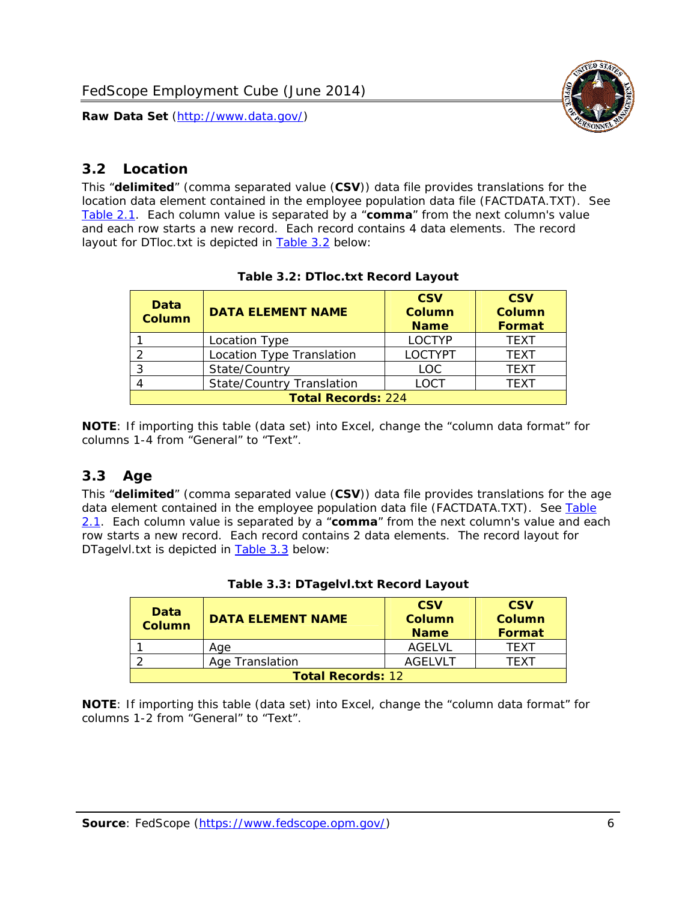## 3.2 Location

This "**delimited**" (comma separated value (**CSV**)) data file provides translations for the location data element contained in the employee population data file (FACTDATA.TXT). See Table 2.1. Each column value is separated by a "**comma**" from the next column's value and each row starts a new record. Each record contains 4 data elements. The record layout for DTloc.txt is depicted in Table 3.2 below:

**Table 3.2: DTloc.txt Record Layout**

| Data Column | DATA ELEMENT NAME | CSV Column Name | CSV Column Format |
|---|---|---|---|
| 1 | Location Type | LOCTYP | TEXT |
| 2 | Location Type Translation | LOCTYPT | TEXT |
| 3 | State/Country | LOC | TEXT |
| 4 | State/Country Translation | LOCT | TEXT |
| **Total Records:** 224 | | | |

**NOTE**: If importing this table (data set) into Excel, change the "column data format" for columns 1-4 from "General" to "Text".

## 3.3 Age

This "**delimited**" (comma separated value (**CSV**)) data file provides translations for the age data element contained in the employee population data file (FACTDATA.TXT). See Table 2.1. Each column value is separated by a "**comma**" from the next column's value and each row starts a new record. Each record contains 2 data elements. The record layout for DTagelvl.txt is depicted in Table 3.3 below:

**Table 3.3: DTagelvl.txt Record Layout**

| Data Column | DATA ELEMENT NAME | CSV Column Name | CSV Column Format |
|---|---|---|---|
| 1 | Age | AGELVL | TEXT |
| 2 | Age Translation | AGELVLT | TEXT |
| **Total Records:** 12 | | | |

**NOTE**: If importing this table (data set) into Excel, change the "column data format" for columns 1-2 from "General" to "Text".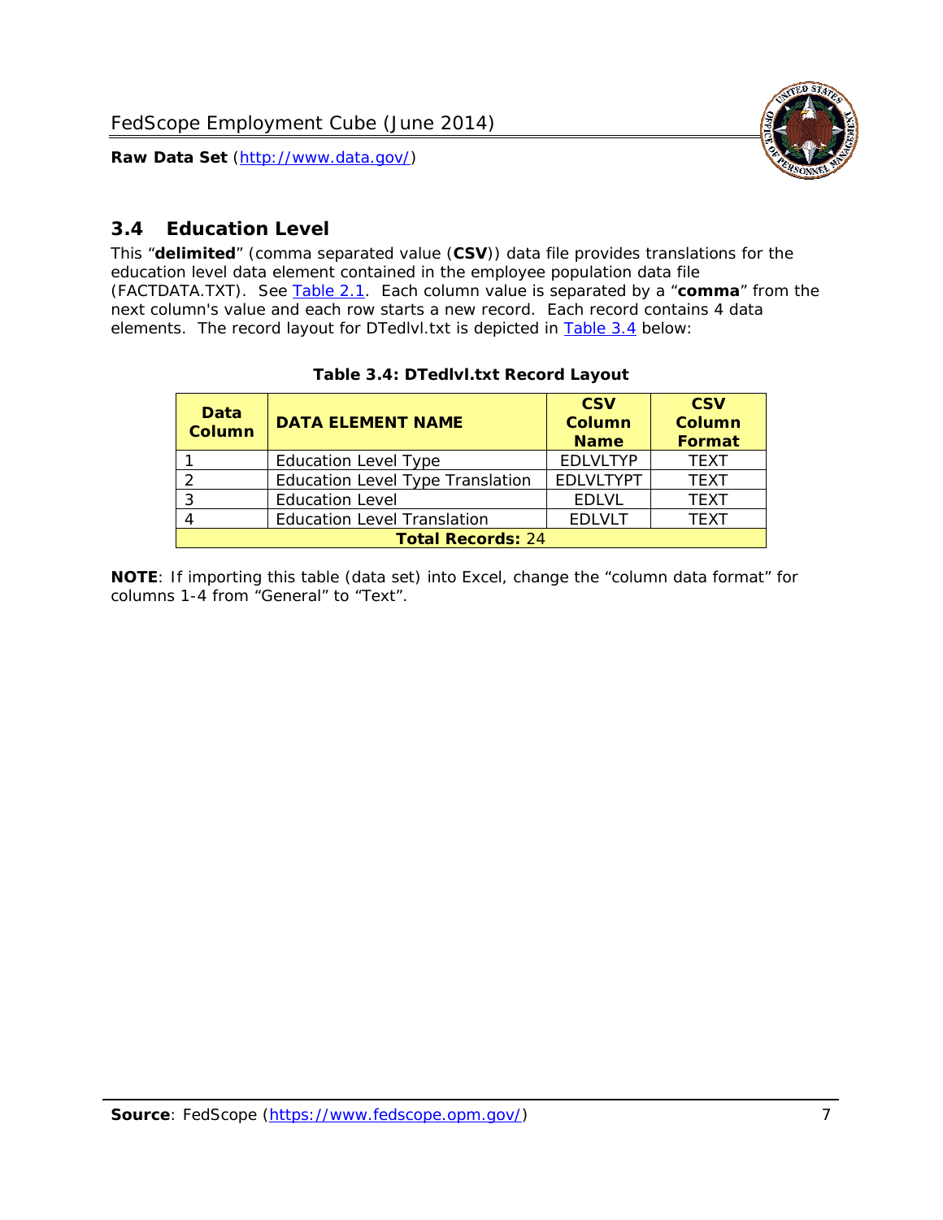## 3.4 Education Level

This "**delimited**" (comma separated value (**CSV**)) data file provides translations for the education level data element contained in the employee population data file (FACTDATA.TXT). See [Table 2.1](). Each column value is separated by a "**comma**" from the next column's value and each row starts a new record. Each record contains 4 data elements. The record layout for DTedlvl.txt is depicted in [Table 3.4]() below:

**Table 3.4: DTedlvl.txt Record Layout**

| Data Column | DATA ELEMENT NAME | CSV Column Name | CSV Column Format |
|---|---|---|---|
| 1 | Education Level Type | EDLVLTYP | TEXT |
| 2 | Education Level Type Translation | EDLVLTYPT | TEXT |
| 3 | Education Level | EDLVL | TEXT |
| 4 | Education Level Translation | EDLVLT | TEXT |
| **Total Records:** 24 | | | |

**NOTE**: If importing this table (data set) into Excel, change the "column data format" for columns 1-4 from "General" to "Text".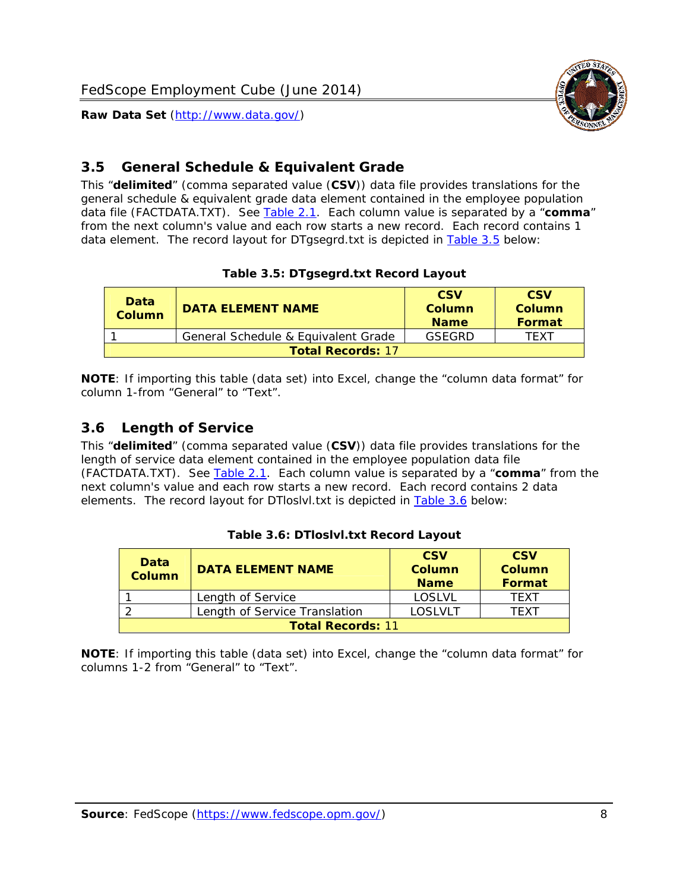## 3.5 General Schedule & Equivalent Grade

This "**delimited**" (comma separated value (**CSV**)) data file provides translations for the general schedule & equivalent grade data element contained in the employee population data file (FACTDATA.TXT). See Table 2.1. Each column value is separated by a "**comma**" from the next column's value and each row starts a new record. Each record contains 1 data element. The record layout for DTgsegrd.txt is depicted in Table 3.5 below:

**Table 3.5: DTgsegrd.txt Record Layout**

| Data Column | DATA ELEMENT NAME | CSV Column Name | CSV Column Format |
|---|---|---|---|
| 1 | General Schedule & Equivalent Grade | GSEGRD | TEXT |
| **Total Records:** 17 | | | |

**NOTE**: If importing this table (data set) into Excel, change the "column data format" for column 1-from "General" to "Text".

## 3.6 Length of Service

This "**delimited**" (comma separated value (**CSV**)) data file provides translations for the length of service data element contained in the employee population data file (FACTDATA.TXT). See Table 2.1. Each column value is separated by a "**comma**" from the next column's value and each row starts a new record. Each record contains 2 data elements. The record layout for DTloslvl.txt is depicted in Table 3.6 below:

**Table 3.6: DTloslvl.txt Record Layout**

| Data Column | DATA ELEMENT NAME | CSV Column Name | CSV Column Format |
|---|---|---|---|
| 1 | Length of Service | LOSLVL | TEXT |
| 2 | Length of Service Translation | LOSLVLT | TEXT |
| **Total Records:** 11 | | | |

**NOTE**: If importing this table (data set) into Excel, change the "column data format" for columns 1-2 from "General" to "Text".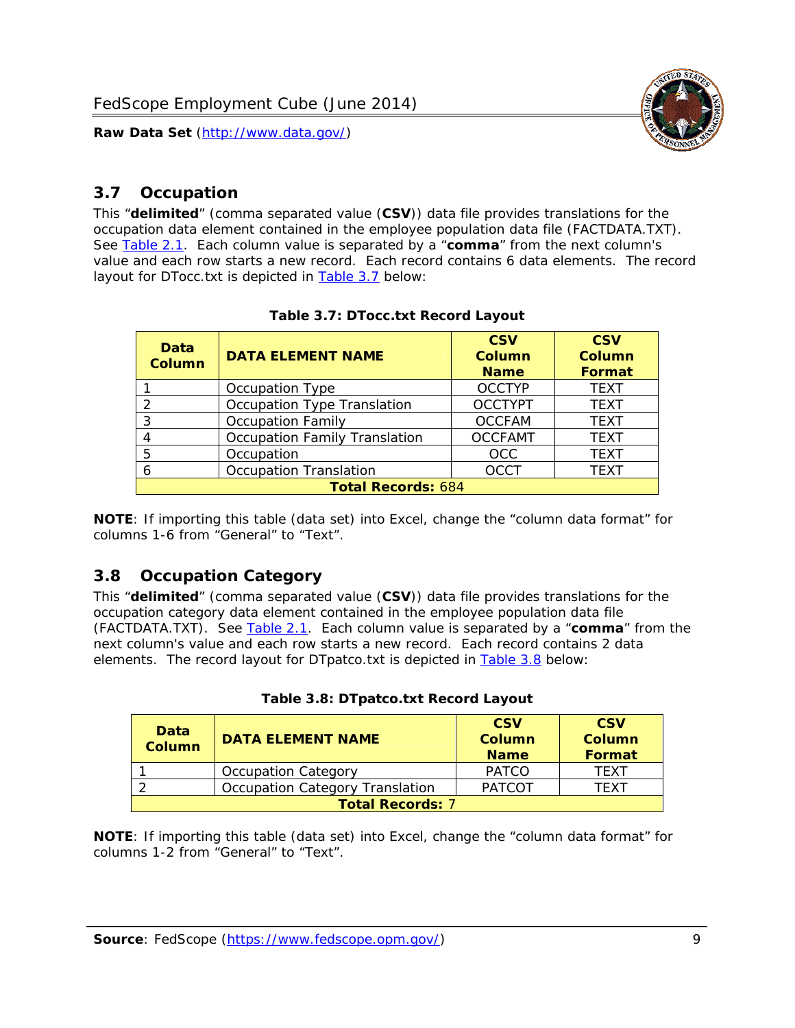## 3.7 Occupation

This "**delimited**" (comma separated value (**CSV**)) data file provides translations for the occupation data element contained in the employee population data file (FACTDATA.TXT). See Table 2.1. Each column value is separated by a "**comma**" from the next column's value and each row starts a new record. Each record contains 6 data elements. The record layout for DTocc.txt is depicted in Table 3.7 below:

**Table 3.7: DTocc.txt Record Layout**

| Data Column | DATA ELEMENT NAME | CSV Column Name | CSV Column Format |
|---|---|---|---|
| 1 | Occupation Type | OCCTYP | TEXT |
| 2 | Occupation Type Translation | OCCTYPT | TEXT |
| 3 | Occupation Family | OCCFAM | TEXT |
| 4 | Occupation Family Translation | OCCFAMT | TEXT |
| 5 | Occupation | OCC | TEXT |
| 6 | Occupation Translation | OCCT | TEXT |
| **Total Records:** 684 | | | |

**NOTE**: If importing this table (data set) into Excel, change the "column data format" for columns 1-6 from "General" to "Text".

## 3.8 Occupation Category

This "**delimited**" (comma separated value (**CSV**)) data file provides translations for the occupation category data element contained in the employee population data file (FACTDATA.TXT). See Table 2.1. Each column value is separated by a "**comma**" from the next column's value and each row starts a new record. Each record contains 2 data elements. The record layout for DTpatco.txt is depicted in Table 3.8 below:

**Table 3.8: DTpatco.txt Record Layout**

| Data Column | DATA ELEMENT NAME | CSV Column Name | CSV Column Format |
|---|---|---|---|
| 1 | Occupation Category | PATCO | TEXT |
| 2 | Occupation Category Translation | PATCOT | TEXT |
| **Total Records:** 7 | | | |

**NOTE**: If importing this table (data set) into Excel, change the "column data format" for columns 1-2 from "General" to "Text".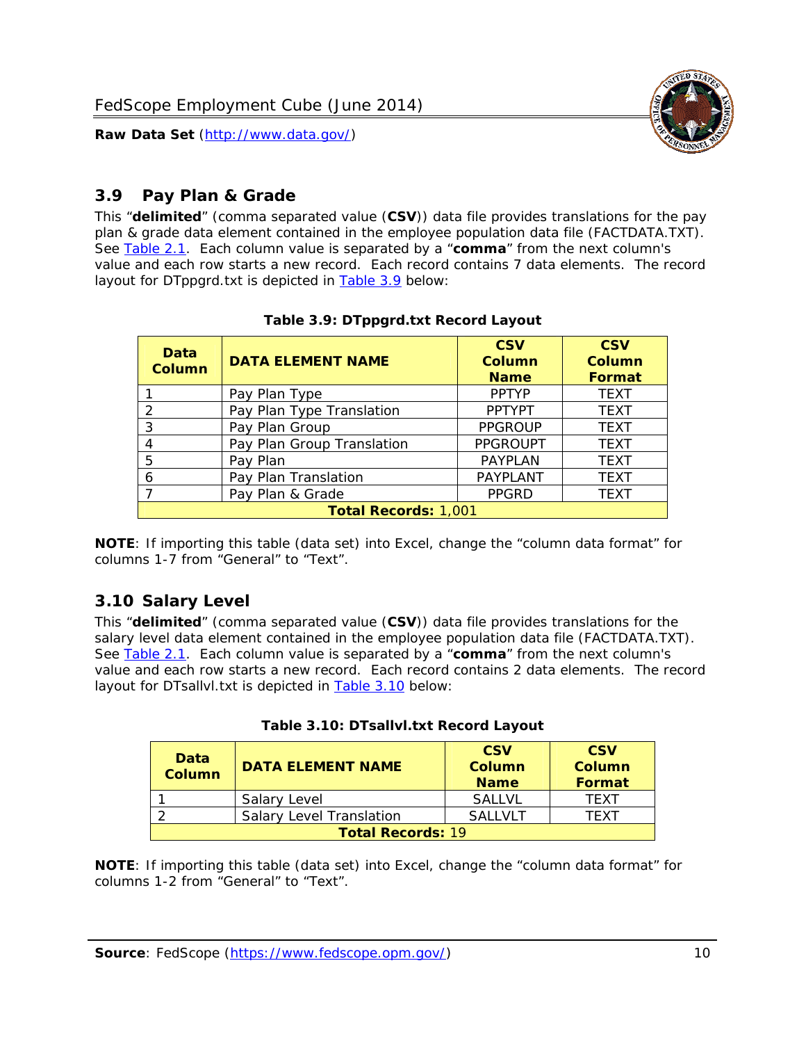## 3.9 Pay Plan & Grade

This "**delimited**" (comma separated value (**CSV**)) data file provides translations for the pay plan & grade data element contained in the employee population data file (FACTDATA.TXT). See Table 2.1. Each column value is separated by a "**comma**" from the next column's value and each row starts a new record. Each record contains 7 data elements. The record layout for DTppgrd.txt is depicted in Table 3.9 below:

**Table 3.9: DTppgrd.txt Record Layout**

| Data Column | DATA ELEMENT NAME | CSV Column Name | CSV Column Format |
|---|---|---|---|
| 1 | Pay Plan Type | PPTYP | TEXT |
| 2 | Pay Plan Type Translation | PPTYPT | TEXT |
| 3 | Pay Plan Group | PPGROUP | TEXT |
| 4 | Pay Plan Group Translation | PPGROUPT | TEXT |
| 5 | Pay Plan | PAYPLAN | TEXT |
| 6 | Pay Plan Translation | PAYPLANT | TEXT |
| 7 | Pay Plan & Grade | PPGRD | TEXT |
| **Total Records:** 1,001 | | | |

**NOTE**: If importing this table (data set) into Excel, change the "column data format" for columns 1-7 from "General" to "Text".

## 3.10 Salary Level

This "**delimited**" (comma separated value (**CSV**)) data file provides translations for the salary level data element contained in the employee population data file (FACTDATA.TXT). See Table 2.1. Each column value is separated by a "**comma**" from the next column's value and each row starts a new record. Each record contains 2 data elements. The record layout for DTsallvl.txt is depicted in Table 3.10 below:

**Table 3.10: DTsallvl.txt Record Layout**

| Data Column | DATA ELEMENT NAME | CSV Column Name | CSV Column Format |
|---|---|---|---|
| 1 | Salary Level | SALLVL | TEXT |
| 2 | Salary Level Translation | SALLVLT | TEXT |
| **Total Records:** 19 | | | |

**NOTE**: If importing this table (data set) into Excel, change the "column data format" for columns 1-2 from "General" to "Text".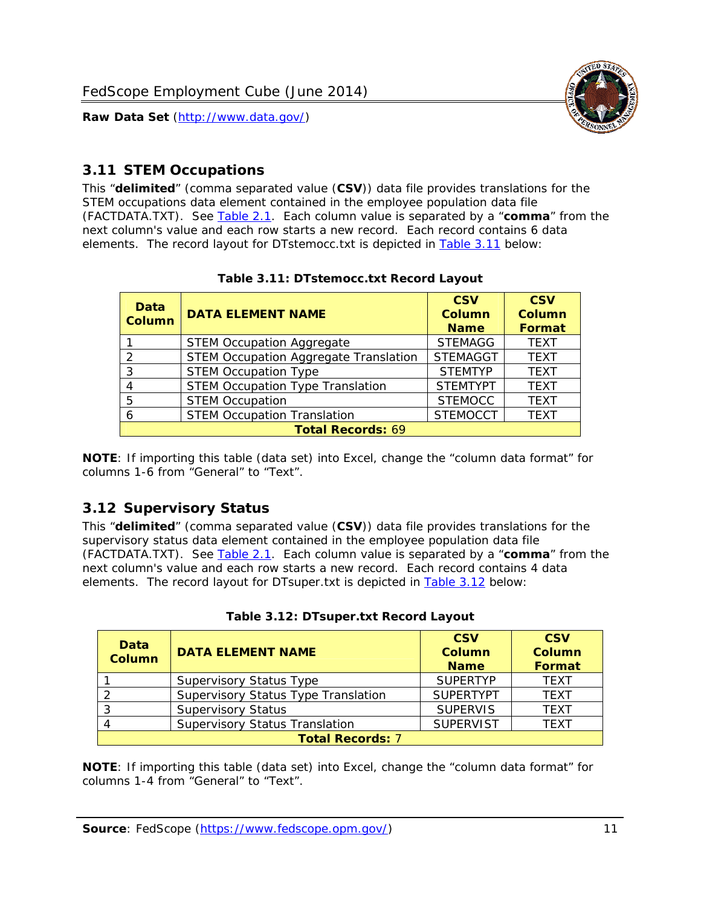## 3.11 STEM Occupations

This "**delimited**" (comma separated value (**CSV**)) data file provides translations for the STEM occupations data element contained in the employee population data file (FACTDATA.TXT). See Table 2.1. Each column value is separated by a "**comma**" from the next column's value and each row starts a new record. Each record contains 6 data elements. The record layout for DTstemocc.txt is depicted in Table 3.11 below:

**Table 3.11: DTstemocc.txt Record Layout**

| Data Column | DATA ELEMENT NAME | CSV Column Name | CSV Column Format |
|---|---|---|---|
| 1 | STEM Occupation Aggregate | STEMAGG | TEXT |
| 2 | STEM Occupation Aggregate Translation | STEMAGGT | TEXT |
| 3 | STEM Occupation Type | STEMTYP | TEXT |
| 4 | STEM Occupation Type Translation | STEMTYPT | TEXT |
| 5 | STEM Occupation | STEMOCC | TEXT |
| 6 | STEM Occupation Translation | STEMOCCT | TEXT |
| **Total Records: 69** | | | |

**NOTE**: If importing this table (data set) into Excel, change the "column data format" for columns 1-6 from "General" to "Text".

## 3.12 Supervisory Status

This "**delimited**" (comma separated value (**CSV**)) data file provides translations for the supervisory status data element contained in the employee population data file (FACTDATA.TXT). See Table 2.1. Each column value is separated by a "**comma**" from the next column's value and each row starts a new record. Each record contains 4 data elements. The record layout for DTsuper.txt is depicted in Table 3.12 below:

**Table 3.12: DTsuper.txt Record Layout**

| Data Column | DATA ELEMENT NAME | CSV Column Name | CSV Column Format |
|---|---|---|---|
| 1 | Supervisory Status Type | SUPERTYP | TEXT |
| 2 | Supervisory Status Type Translation | SUPERTYPT | TEXT |
| 3 | Supervisory Status | SUPERVIS | TEXT |
| 4 | Supervisory Status Translation | SUPERVIST | TEXT |
| **Total Records: 7** | | | |

**NOTE**: If importing this table (data set) into Excel, change the "column data format" for columns 1-4 from "General" to "Text".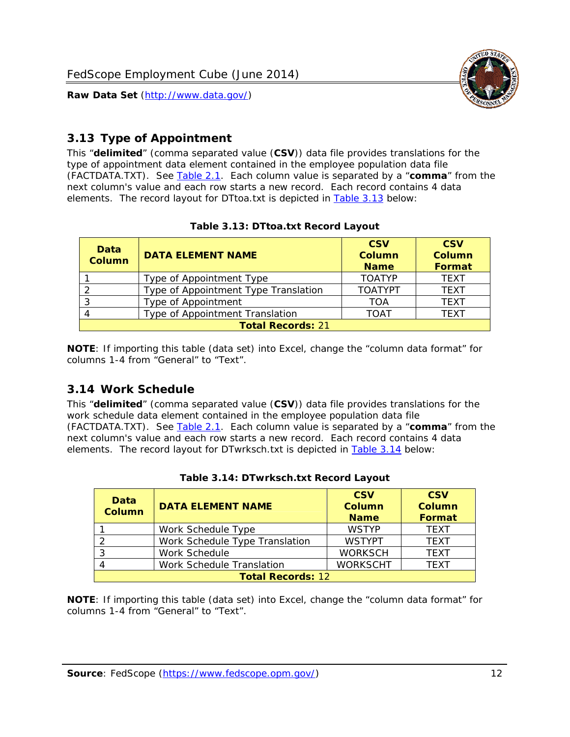## 3.13 Type of Appointment

This "**delimited**" (comma separated value (**CSV**)) data file provides translations for the type of appointment data element contained in the employee population data file (FACTDATA.TXT). See Table 2.1. Each column value is separated by a "**comma**" from the next column's value and each row starts a new record. Each record contains 4 data elements. The record layout for DTtoa.txt is depicted in Table 3.13 below:

**Table 3.13: DTtoa.txt Record Layout**

| Data Column | DATA ELEMENT NAME | CSV Column Name | CSV Column Format |
|---|---|---|---|
| 1 | Type of Appointment Type | TOATYP | TEXT |
| 2 | Type of Appointment Type Translation | TOATYPT | TEXT |
| 3 | Type of Appointment | TOA | TEXT |
| 4 | Type of Appointment Translation | TOAT | TEXT |
| **Total Records:** 21 | | | |

**NOTE**: If importing this table (data set) into Excel, change the "column data format" for columns 1-4 from "General" to "Text".

## 3.14 Work Schedule

This "**delimited**" (comma separated value (**CSV**)) data file provides translations for the work schedule data element contained in the employee population data file (FACTDATA.TXT). See Table 2.1. Each column value is separated by a "**comma**" from the next column's value and each row starts a new record. Each record contains 4 data elements. The record layout for DTwrksch.txt is depicted in Table 3.14 below:

**Table 3.14: DTwrksch.txt Record Layout**

| Data Column | DATA ELEMENT NAME | CSV Column Name | CSV Column Format |
|---|---|---|---|
| 1 | Work Schedule Type | WSTYP | TEXT |
| 2 | Work Schedule Type Translation | WSTYPT | TEXT |
| 3 | Work Schedule | WORKSCH | TEXT |
| 4 | Work Schedule Translation | WORKSCHT | TEXT |
| **Total Records:** 12 | | | |

**NOTE**: If importing this table (data set) into Excel, change the "column data format" for columns 1-4 from "General" to "Text".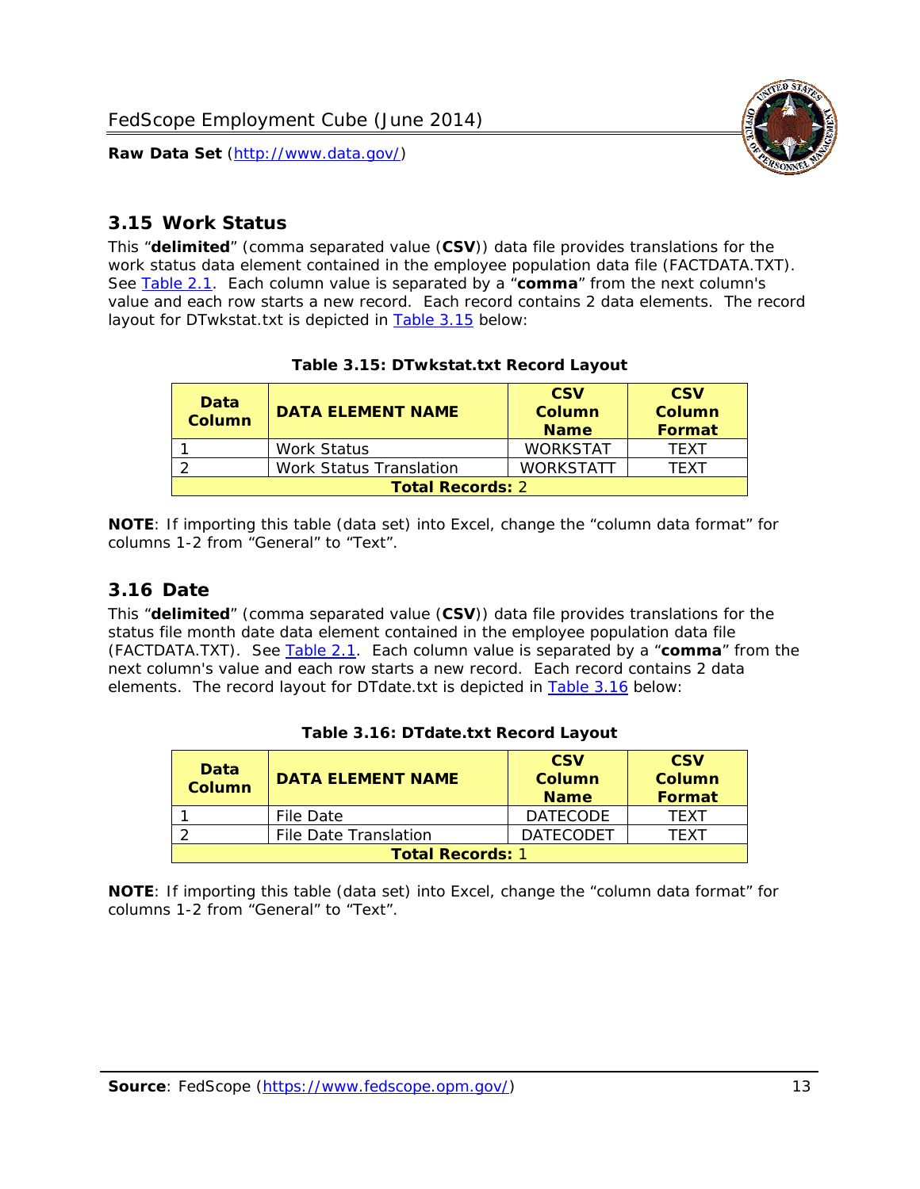## 3.15 Work Status

This “**delimited**” (comma separated value (**CSV**)) data file provides translations for the work status data element contained in the employee population data file (FACTDATA.TXT). See Table 2.1. Each column value is separated by a “**comma**” from the next column's value and each row starts a new record. Each record contains 2 data elements. The record layout for DTwkstat.txt is depicted in Table 3.15 below:

**Table 3.15: DTwkstat.txt Record Layout**

| Data Column | DATA ELEMENT NAME | CSV Column Name | CSV Column Format |
|---|---|---|---|
| 1 | Work Status | WORKSTAT | TEXT |
| 2 | Work Status Translation | WORKSTATT | TEXT |
| **Total Records:** 2 | | | |

**NOTE**: If importing this table (data set) into Excel, change the “column data format” for columns 1-2 from “General” to “Text”.

## 3.16 Date

This “**delimited**” (comma separated value (**CSV**)) data file provides translations for the status file month date data element contained in the employee population data file (FACTDATA.TXT). See Table 2.1. Each column value is separated by a “**comma**” from the next column's value and each row starts a new record. Each record contains 2 data elements. The record layout for DTdate.txt is depicted in Table 3.16 below:

**Table 3.16: DTdate.txt Record Layout**

| Data Column | DATA ELEMENT NAME | CSV Column Name | CSV Column Format |
|---|---|---|---|
| 1 | File Date | DATECODE | TEXT |
| 2 | File Date Translation | DATECODET | TEXT |
| **Total Records:** 1 | | | |

**NOTE**: If importing this table (data set) into Excel, change the “column data format” for columns 1-2 from “General” to “Text”.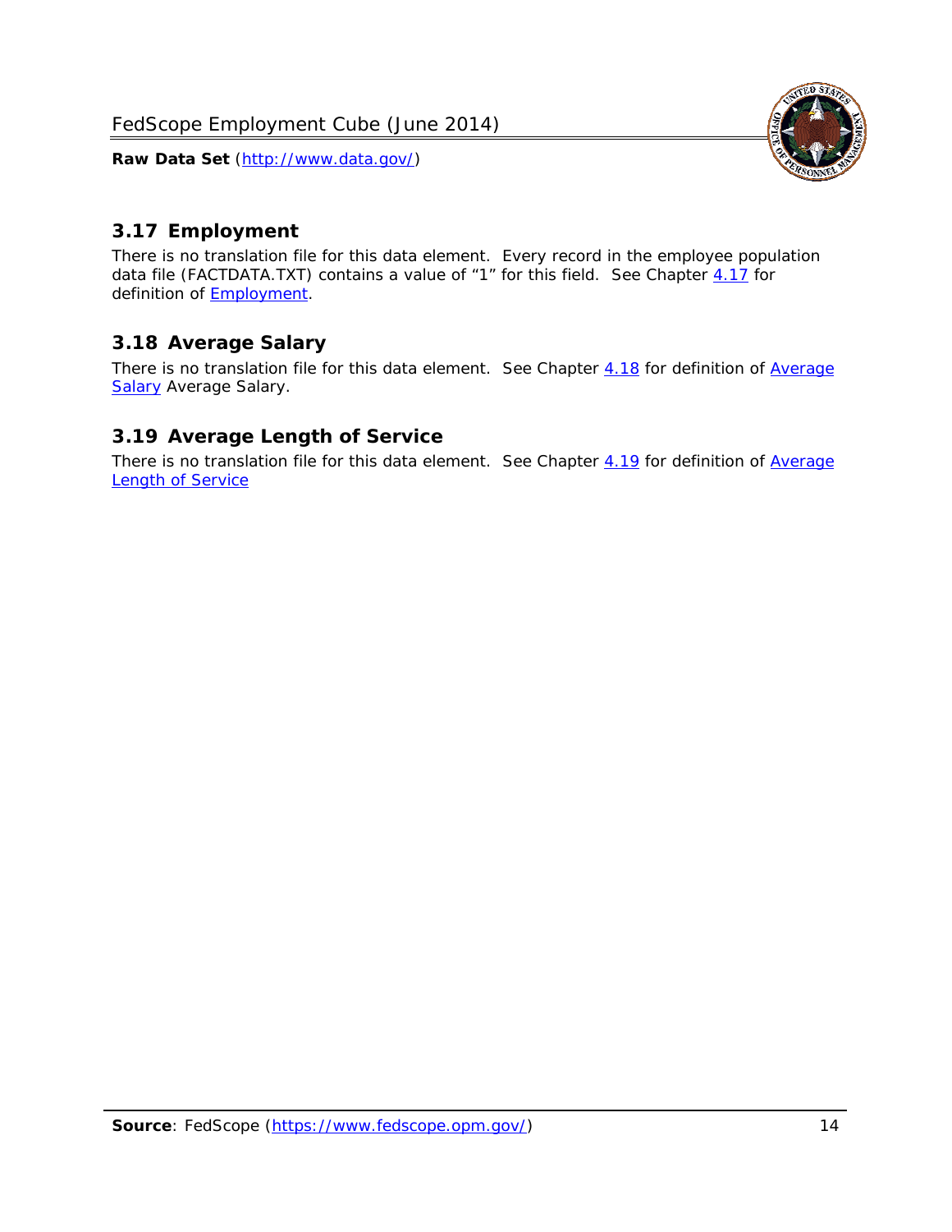## 3.17 Employment

There is no translation file for this data element. Every record in the employee population data file (FACTDATA.TXT) contains a value of "1" for this field. See Chapter 4.17 for definition of Employment.

## 3.18 Average Salary

There is no translation file for this data element. See Chapter 4.18 for definition of Average Salary Average Salary.

## 3.19 Average Length of Service

There is no translation file for this data element. See Chapter 4.19 for definition of Average Length of Service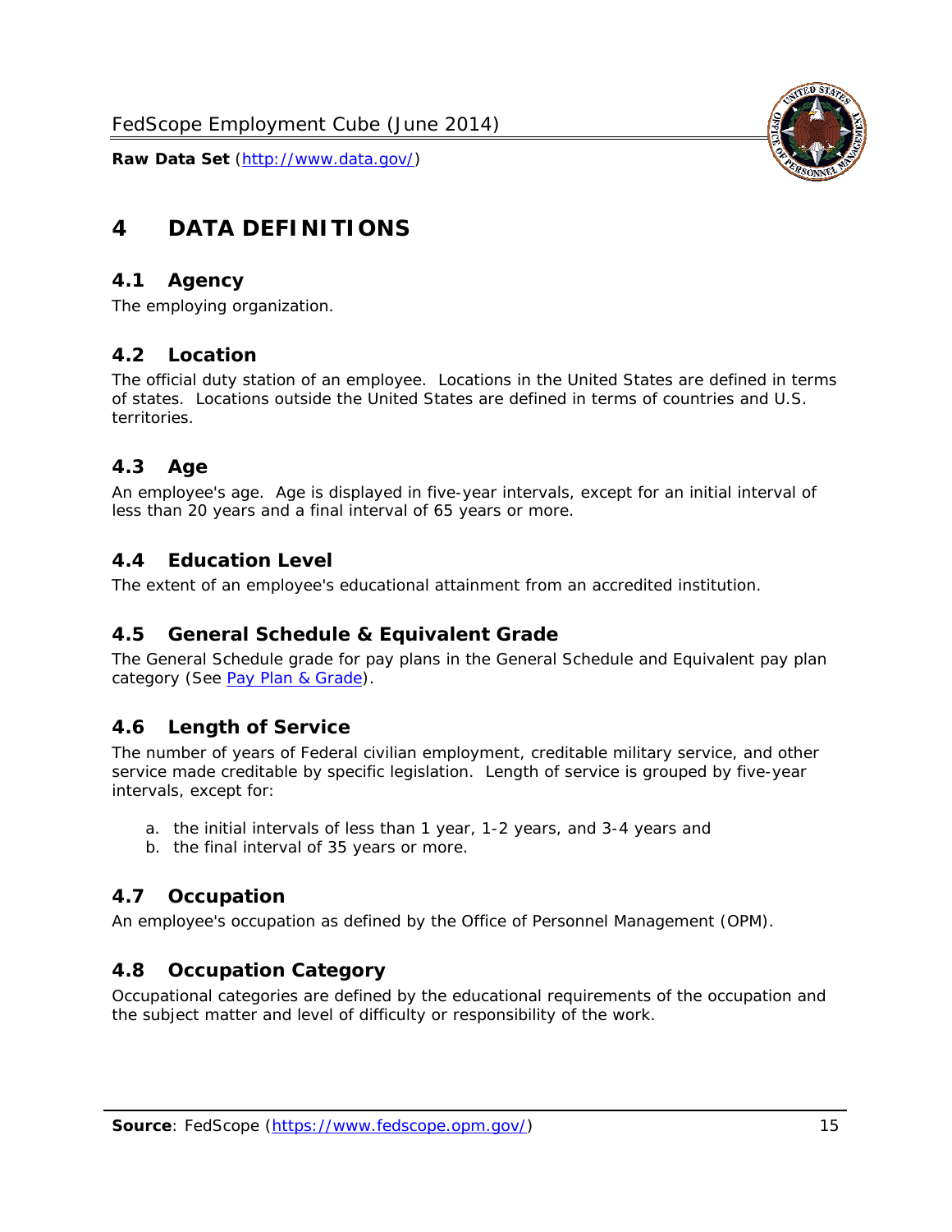# 4 DATA DEFINITIONS

## 4.1 Agency

The employing organization.

## 4.2 Location

The official duty station of an employee. Locations in the United States are defined in terms of states. Locations outside the United States are defined in terms of countries and U.S. territories.

## 4.3 Age

An employee's age. Age is displayed in five-year intervals, except for an initial interval of less than 20 years and a final interval of 65 years or more.

## 4.4 Education Level

The extent of an employee's educational attainment from an accredited institution.

## 4.5 General Schedule & Equivalent Grade

The General Schedule grade for pay plans in the General Schedule and Equivalent pay plan category (See Pay Plan & Grade).

## 4.6 Length of Service

The number of years of Federal civilian employment, creditable military service, and other service made creditable by specific legislation. Length of service is grouped by five-year intervals, except for:

a. the initial intervals of less than 1 year, 1-2 years, and 3-4 years and
b. the final interval of 35 years or more.

## 4.7 Occupation

An employee's occupation as defined by the Office of Personnel Management (OPM).

## 4.8 Occupation Category

Occupational categories are defined by the educational requirements of the occupation and the subject matter and level of difficulty or responsibility of the work.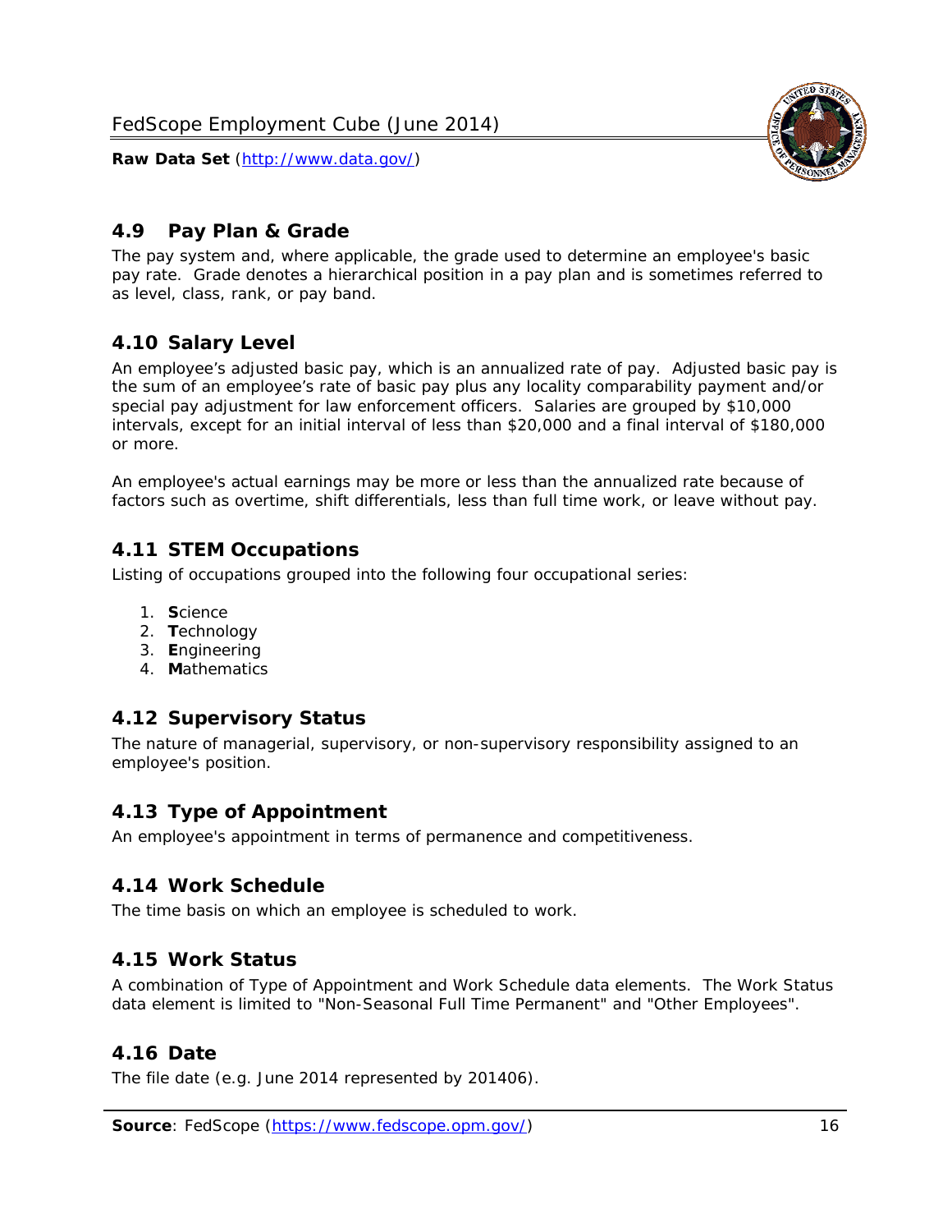## 4.9 Pay Plan & Grade

The pay system and, where applicable, the grade used to determine an employee's basic pay rate. Grade denotes a hierarchical position in a pay plan and is sometimes referred to as level, class, rank, or pay band.

## 4.10 Salary Level

An employee's adjusted basic pay, which is an annualized rate of pay. Adjusted basic pay is the sum of an employee's rate of basic pay plus any locality comparability payment and/or special pay adjustment for law enforcement officers. Salaries are grouped by $10,000 intervals, except for an initial interval of less than $20,000 and a final interval of $180,000 or more.

An employee's actual earnings may be more or less than the annualized rate because of factors such as overtime, shift differentials, less than full time work, or leave without pay.

## 4.11 STEM Occupations

Listing of occupations grouped into the following four occupational series:

1. **S**cience
2. **T**echnology
3. **E**ngineering
4. **M**athematics

## 4.12 Supervisory Status

The nature of managerial, supervisory, or non-supervisory responsibility assigned to an employee's position.

## 4.13 Type of Appointment

An employee's appointment in terms of permanence and competitiveness.

## 4.14 Work Schedule

The time basis on which an employee is scheduled to work.

## 4.15 Work Status

A combination of Type of Appointment and Work Schedule data elements. The Work Status data element is limited to "Non-Seasonal Full Time Permanent" and "Other Employees".

## 4.16 Date

The file date (e.g. June 2014 represented by 201406).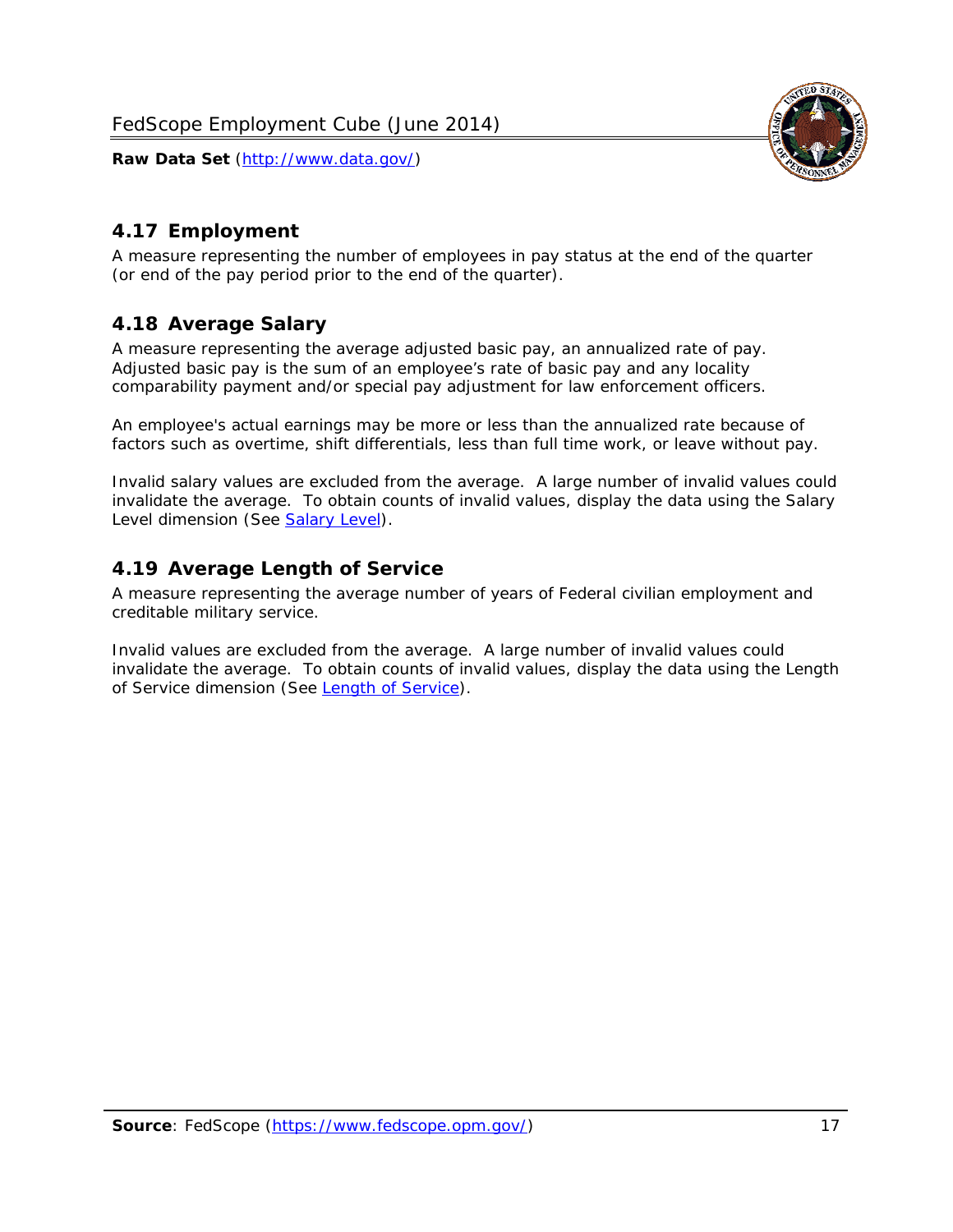## 4.17 Employment

A measure representing the number of employees in pay status at the end of the quarter (or end of the pay period prior to the end of the quarter).

## 4.18 Average Salary

A measure representing the average adjusted basic pay, an annualized rate of pay. Adjusted basic pay is the sum of an employee's rate of basic pay and any locality comparability payment and/or special pay adjustment for law enforcement officers.

An employee's actual earnings may be more or less than the annualized rate because of factors such as overtime, shift differentials, less than full time work, or leave without pay.

Invalid salary values are excluded from the average. A large number of invalid values could invalidate the average. To obtain counts of invalid values, display the data using the Salary Level dimension (See [Salary Level](#)).

## 4.19 Average Length of Service

A measure representing the average number of years of Federal civilian employment and creditable military service.

Invalid values are excluded from the average. A large number of invalid values could invalidate the average. To obtain counts of invalid values, display the data using the Length of Service dimension (See [Length of Service](#)).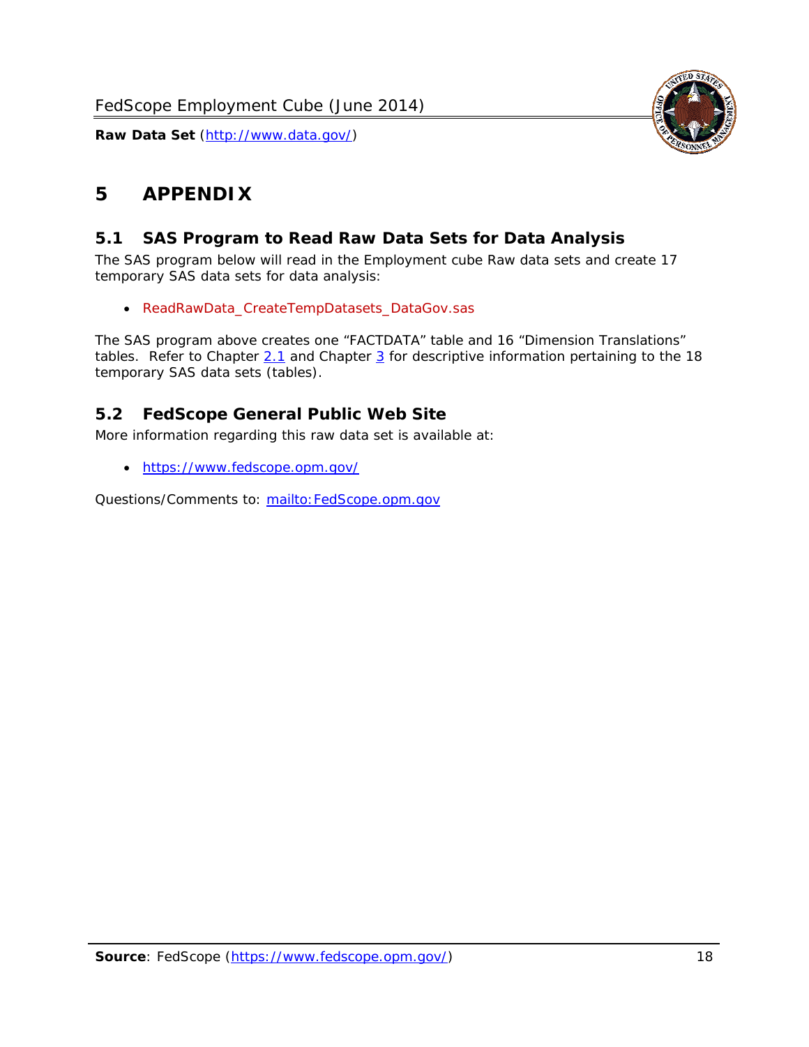# 5 APPENDIX

## 5.1 SAS Program to Read Raw Data Sets for Data Analysis

The SAS program below will read in the Employment cube Raw data sets and create 17 temporary SAS data sets for data analysis:

- ReadRawData_CreateTempDatasets_DataGov.sas

The SAS program above creates one "FACTDATA" table and 16 "Dimension Translations" tables. Refer to Chapter 2.1 and Chapter 3 for descriptive information pertaining to the 18 temporary SAS data sets (tables).

## 5.2 FedScope General Public Web Site

More information regarding this raw data set is available at:

- https://www.fedscope.opm.gov/

Questions/Comments to: mailto:FedScope.opm.gov